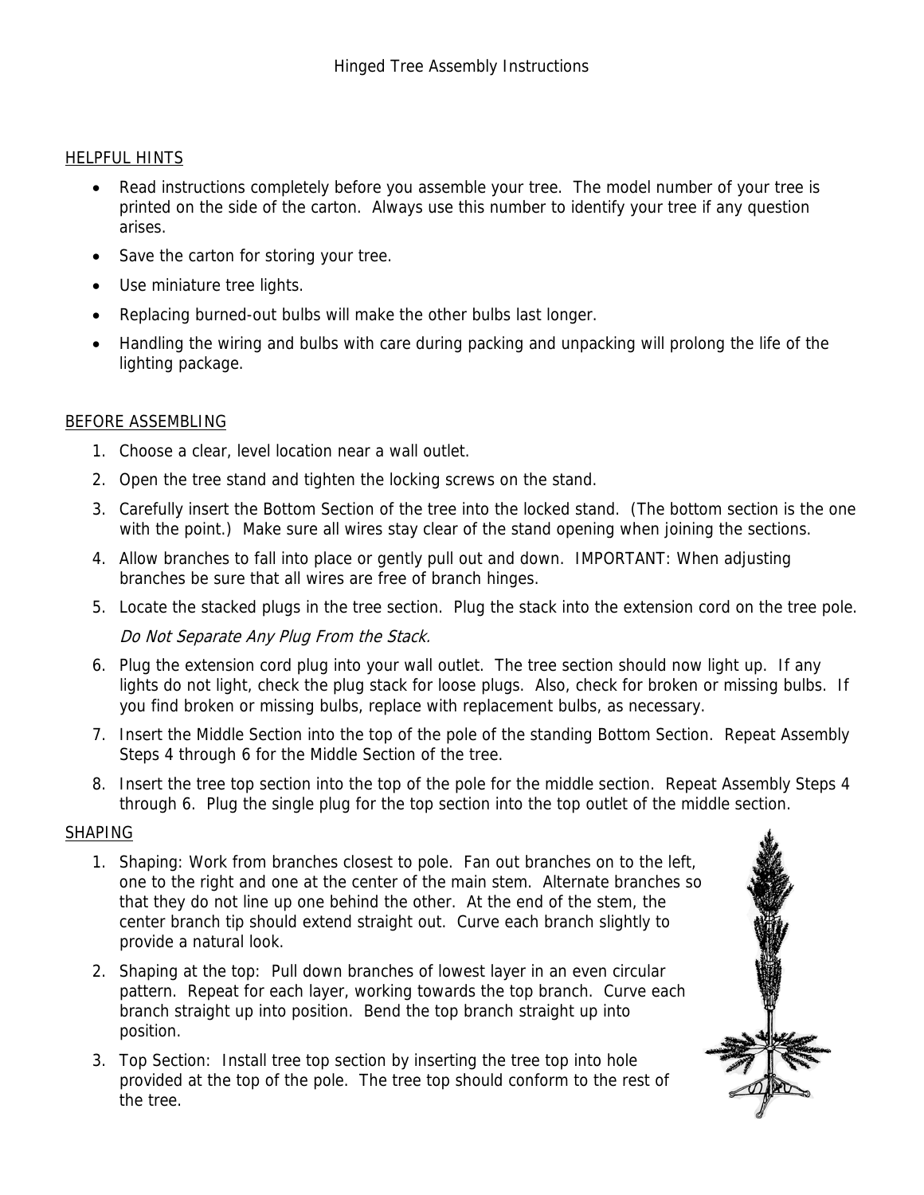# Hinged Tree Assembly Instructions

## HELPFUL HINTS

- Read instructions completely before you assemble your tree. The model number of your tree is printed on the side of the carton. Always use this number to identify your tree if any question arises.
- Save the carton for storing your tree.
- Use miniature tree lights.
- Replacing burned-out bulbs will make the other bulbs last longer.
- Handling the wiring and bulbs with care during packing and unpacking will prolong the life of the lighting package.

## BEFORE ASSEMBLING

1. Choose a clear, level location near a wall outlet.
2. Open the tree stand and tighten the locking screws on the stand.
3. Carefully insert the Bottom Section of the tree into the locked stand. (The bottom section is the one with the point.) Make sure all wires stay clear of the stand opening when joining the sections.
4. Allow branches to fall into place or gently pull out and down. IMPORTANT: When adjusting branches be sure that all wires are free of branch hinges.
5. Locate the stacked plugs in the tree section. Plug the stack into the extension cord on the tree pole.

   *Do Not Separate Any Plug From the Stack.*
6. Plug the extension cord plug into your wall outlet. The tree section should now light up. If any lights do not light, check the plug stack for loose plugs. Also, check for broken or missing bulbs. If you find broken or missing bulbs, replace with replacement bulbs, as necessary.
7. Insert the Middle Section into the top of the pole of the standing Bottom Section. Repeat Assembly Steps 4 through 6 for the Middle Section of the tree.
8. Insert the tree top section into the top of the pole for the middle section. Repeat Assembly Steps 4 through 6. Plug the single plug for the top section into the top outlet of the middle section.

## SHAPING

1. Shaping: Work from branches closest to pole. Fan out branches on to the left, one to the right and one at the center of the main stem. Alternate branches so that they do not line up one behind the other. At the end of the stem, the center branch tip should extend straight out. Curve each branch slightly to provide a natural look.
2. Shaping at the top: Pull down branches of lowest layer in an even circular pattern. Repeat for each layer, working towards the top branch. Curve each branch straight up into position. Bend the top branch straight up into position.
3. Top Section: Install tree top section by inserting the tree top into hole provided at the top of the pole. The tree top should conform to the rest of the tree.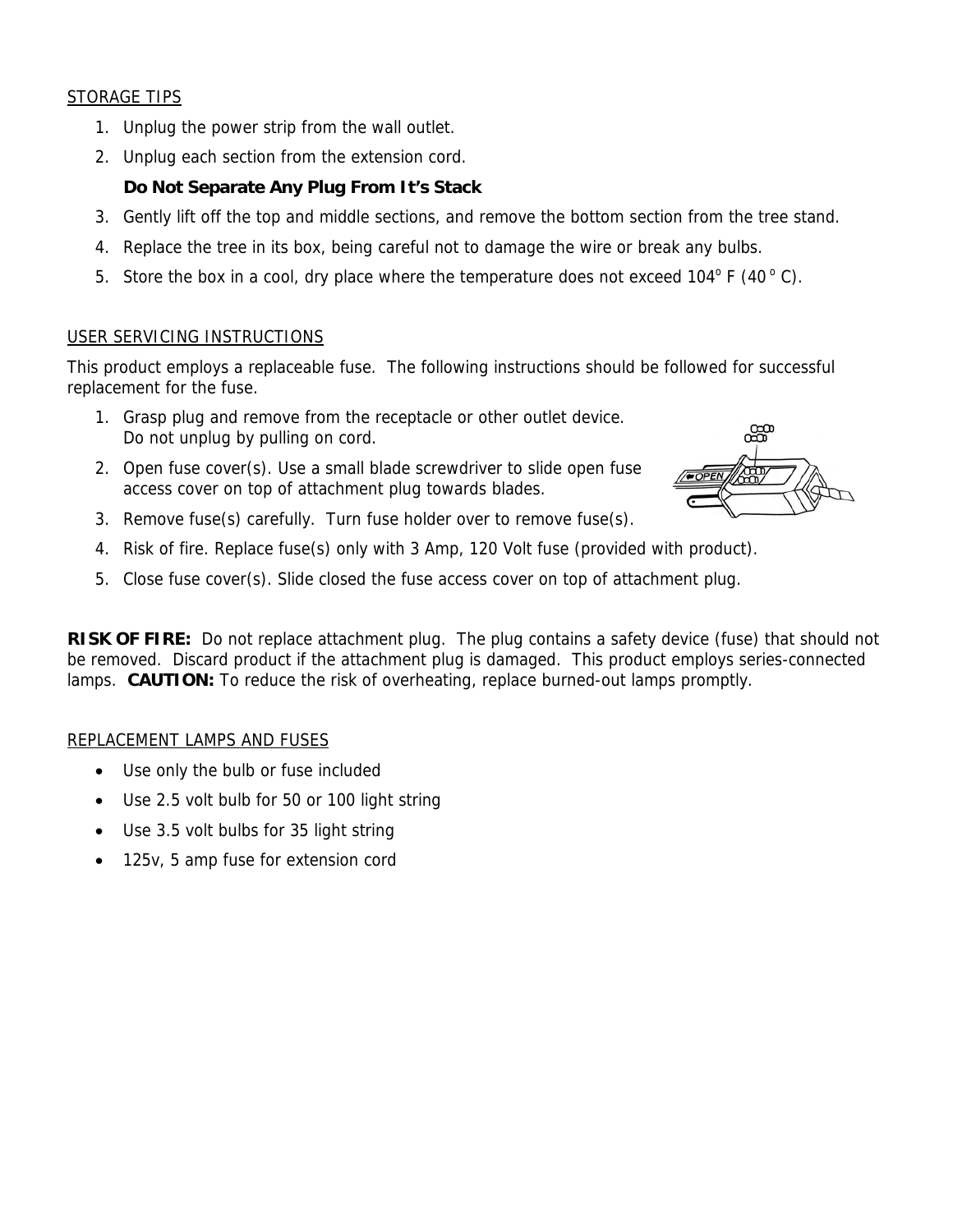STORAGE TIPS

1. Unplug the power strip from the wall outlet.
2. Unplug each section from the extension cord.

   **Do Not Separate Any Plug From It's Stack**
3. Gently lift off the top and middle sections, and remove the bottom section from the tree stand.
4. Replace the tree in its box, being careful not to damage the wire or break any bulbs.
5. Store the box in a cool, dry place where the temperature does not exceed 104$^{o}$ F (40$^{o}$ C).

USER SERVICING INSTRUCTIONS

This product employs a replaceable fuse. The following instructions should be followed for successful replacement for the fuse.

1. Grasp plug and remove from the receptacle or other outlet device. Do not unplug by pulling on cord.
2. Open fuse cover(s). Use a small blade screwdriver to slide open fuse access cover on top of attachment plug towards blades.
3. Remove fuse(s) carefully. Turn fuse holder over to remove fuse(s).
4. Risk of fire. Replace fuse(s) only with 3 Amp, 120 Volt fuse (provided with product).
5. Close fuse cover(s). Slide closed the fuse access cover on top of attachment plug.

**RISK OF FIRE:** Do not replace attachment plug. The plug contains a safety device (fuse) that should not be removed. Discard product if the attachment plug is damaged. This product employs series-connected lamps. **CAUTION:** To reduce the risk of overheating, replace burned-out lamps promptly.

REPLACEMENT LAMPS AND FUSES

- Use only the bulb or fuse included
- Use 2.5 volt bulb for 50 or 100 light string
- Use 3.5 volt bulbs for 35 light string
- 125v, 5 amp fuse for extension cord